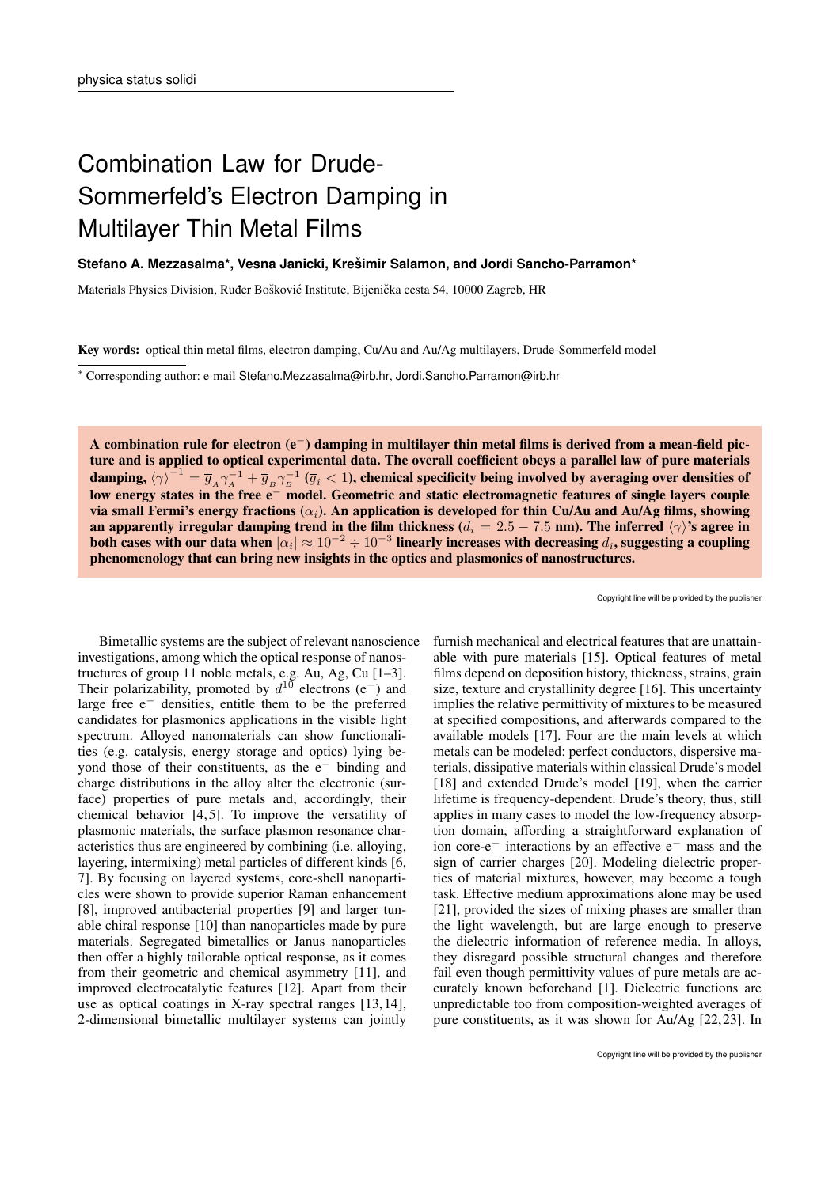# Combination Law for Drude-Sommerfeld's Electron Damping in Multilayer Thin Metal Films

**Stefano A. Mezzasalma*, Vesna Janicki, Krešimir Salamon, and Jordi Sancho-Parramon***

Materials Physics Division, Ruđer Bošković Institute, Bijenička cesta 54, 10000 Zagreb, HR

**Key words:** optical thin metal films, electron damping, Cu/Au and Au/Ag multilayers, Drude-Sommerfeld model

* Corresponding author: e-mail Stefano.Mezzasalma@irb.hr, Jordi.Sancho.Parramon@irb.hr

**A combination rule for electron ($e^-$) damping in multilayer thin metal films is derived from a mean-field picture and is applied to optical experimental data. The overall coefficient obeys a parallel law of pure materials damping, $\langle\gamma\rangle^{-1} = \overline{g}_A\gamma_A^{-1} + \overline{g}_B\gamma_B^{-1}$ ($\overline{g}_i < 1$), chemical specificity being involved by averaging over densities of low energy states in the free $e^-$ model. Geometric and static electromagnetic features of single layers couple via small Fermi's energy fractions ($\alpha_i$). An application is developed for thin Cu/Au and Au/Ag films, showing an apparently irregular damping trend in the film thickness ($d_i = 2.5 - 7.5$ nm). The inferred $\langle\gamma\rangle$'s agree in both cases with our data when $|\alpha_i| \approx 10^{-2} \div 10^{-3}$ linearly increases with decreasing $d_i$, suggesting a coupling phenomenology that can bring new insights in the optics and plasmonics of nanostructures.**

Bimetallic systems are the subject of relevant nanoscience investigations, among which the optical response of nanostructures of group 11 noble metals, e.g. Au, Ag, Cu [1–3]. Their polarizability, promoted by $d^{10}$ electrons ($e^-$) and large free $e^-$ densities, entitle them to be the preferred candidates for plasmonics applications in the visible light spectrum. Alloyed nanomaterials can show functionalities (e.g. catalysis, energy storage and optics) lying beyond those of their constituents, as the $e^-$ binding and charge distributions in the alloy alter the electronic (surface) properties of pure metals and, accordingly, their chemical behavior [4,5]. To improve the versatility of plasmonic materials, the surface plasmon resonance characteristics thus are engineered by combining (i.e. alloying, layering, intermixing) metal particles of different kinds [6,7]. By focusing on layered systems, core-shell nanoparticles were shown to provide superior Raman enhancement [8], improved antibacterial properties [9] and larger tunable chiral response [10] than nanoparticles made by pure materials. Segregated bimetallics or Janus nanoparticles then offer a highly tailorable optical response, as it comes from their geometric and chemical asymmetry [11], and improved electrocatalytic features [12]. Apart from their use as optical coatings in X-ray spectral ranges [13,14], 2-dimensional bimetallic multilayer systems can jointly furnish mechanical and electrical features that are unattainable with pure materials [15]. Optical features of metal films depend on deposition history, thickness, strains, grain size, texture and crystallinity degree [16]. This uncertainty implies the relative permittivity of mixtures to be measured at specified compositions, and afterwards compared to the available models [17]. Four are the main levels at which metals can be modeled: perfect conductors, dispersive materials, dissipative materials within classical Drude's model [18] and extended Drude's model [19], when the carrier lifetime is frequency-dependent. Drude's theory, thus, still applies in many cases to model the low-frequency absorption domain, affording a straightforward explanation of ion core-$e^-$ interactions by an effective $e^-$ mass and the sign of carrier charges [20]. Modeling dielectric properties of material mixtures, however, may become a tough task. Effective medium approximations alone may be used [21], provided the sizes of mixing phases are smaller than the light wavelength, but are large enough to preserve the dielectric information of reference media. In alloys, they disregard possible structural changes and therefore fail even though permittivity values of pure metals are accurately known beforehand [1]. Dielectric functions are unpredictable too from composition-weighted averages of pure constituents, as it was shown for Au/Ag [22,23]. In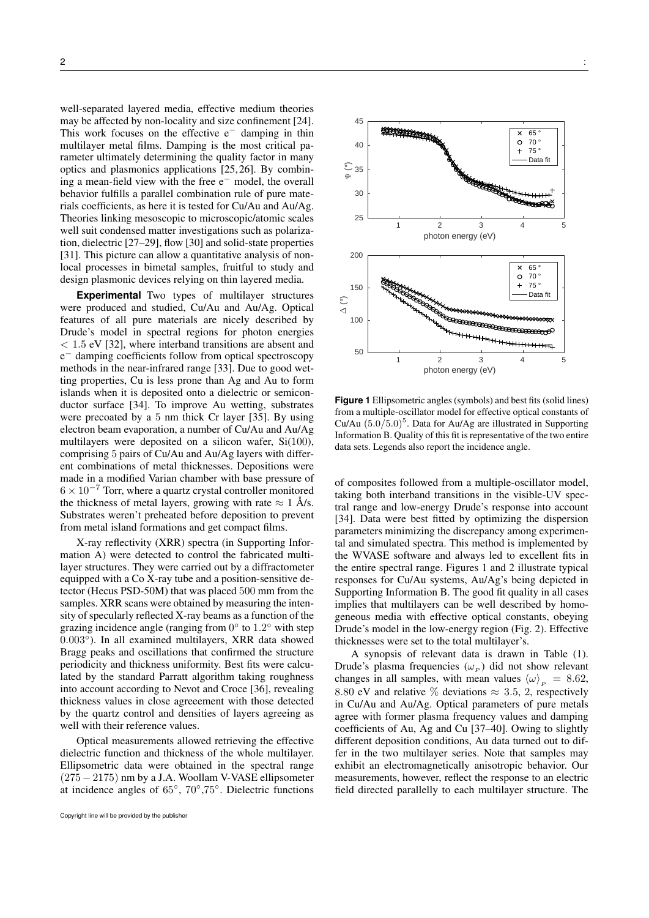well-separated layered media, effective medium theories may be affected by non-locality and size confinement [24]. This work focuses on the effective $e^-$ damping in thin multilayer metal films. Damping is the most critical parameter ultimately determining the quality factor in many optics and plasmonics applications [25,26]. By combining a mean-field view with the free $e^-$ model, the overall behavior fulfills a parallel combination rule of pure materials coefficients, as here it is tested for Cu/Au and Au/Ag. Theories linking mesoscopic to microscopic/atomic scales well suit condensed matter investigations such as polarization, dielectric [27–29], flow [30] and solid-state properties [31]. This picture can allow a quantitative analysis of nonlocal processes in bimetal samples, fruitful to study and design plasmonic devices relying on thin layered media.

**Experimental** Two types of multilayer structures were produced and studied, Cu/Au and Au/Ag. Optical features of all pure materials are nicely described by Drude's model in spectral regions for photon energies $< 1.5$ eV [32], where interband transitions are absent and $e^-$ damping coefficients follow from optical spectroscopy methods in the near-infrared range [33]. Due to good wetting properties, Cu is less prone than Ag and Au to form islands when it is deposited onto a dielectric or semiconductor surface [34]. To improve Au wetting, substrates were precoated by a $5$ nm thick Cr layer [35]. By using electron beam evaporation, a number of Cu/Au and Au/Ag multilayers were deposited on a silicon wafer, Si(100), comprising $5$ pairs of Cu/Au and Au/Ag layers with different combinations of metal thicknesses. Depositions were made in a modified Varian chamber with base pressure of $6 \times 10^{-7}$ Torr, where a quartz crystal controller monitored the thickness of metal layers, growing with rate $\approx 1$ Å/s. Substrates weren't preheated before deposition to prevent from metal island formations and get compact films.

X-ray reflectivity (XRR) spectra (in Supporting Information A) were detected to control the fabricated multilayer structures. They were carried out by a diffractometer equipped with a Co X-ray tube and a position-sensitive detector (Hecus PSD-50M) that was placed $500$ mm from the samples. XRR scans were obtained by measuring the intensity of specularly reflected X-ray beams as a function of the grazing incidence angle (ranging from $0°$ to $1.2°$ with step $0.003°$). In all examined multilayers, XRR data showed Bragg peaks and oscillations that confirmed the structure periodicity and thickness uniformity. Best fits were calculated by the standard Parratt algorithm taking roughness into account according to Nevot and Croce [36], revealing thickness values in close agreeement with those detected by the quartz control and densities of layers agreeing as well with their reference values.

Optical measurements allowed retrieving the effective dielectric function and thickness of the whole multilayer. Ellipsometric data were obtained in the spectral range $(275 - 2175)$ nm by a J.A. Woollam V-VASE ellipsometer at incidence angles of $65°$, $70°$,$75°$. Dielectric functions of composites followed from a multiple-oscillator model, taking both interband transitions in the visible-UV spectral range and low-energy Drude's response into account [34]. Data were best fitted by optimizing the dispersion parameters minimizing the discrepancy among experimental and simulated spectra. This method is implemented by the WVASE software and always led to excellent fits in the entire spectral range. Figures 1 and 2 illustrate typical responses for Cu/Au systems, Au/Ag's being depicted in Supporting Information B. The good fit quality in all cases implies that multilayers can be well described by homogeneous media with effective optical constants, obeying Drude's model in the low-energy region (Fig. 2). Effective thicknesses were set to the total multilayer's.

**Figure 1** Ellipsometric angles (symbols) and best fits (solid lines) from a multiple-oscillator model for effective optical constants of Cu/Au $(5.0/5.0)^5$. Data for Au/Ag are illustrated in Supporting Information B. Quality of this fit is representative of the two entire data sets. Legends also report the incidence angle.

A synopsis of relevant data is drawn in Table (1). Drude's plasma frequencies ($\omega_P$) did not show relevant changes in all samples, with mean values $\langle\omega\rangle_P = 8.62$, $8.80$ eV and relative % deviations $\approx 3.5$, $2$, respectively in Cu/Au and Au/Ag. Optical parameters of pure metals agree with former plasma frequency values and damping coefficients of Au, Ag and Cu [37–40]. Owing to slightly different deposition conditions, Au data turned out to differ in the two multilayer series. Note that samples may exhibit an electromagnetically anisotropic behavior. Our measurements, however, reflect the response to an electric field directed parallelly to each multilayer structure. The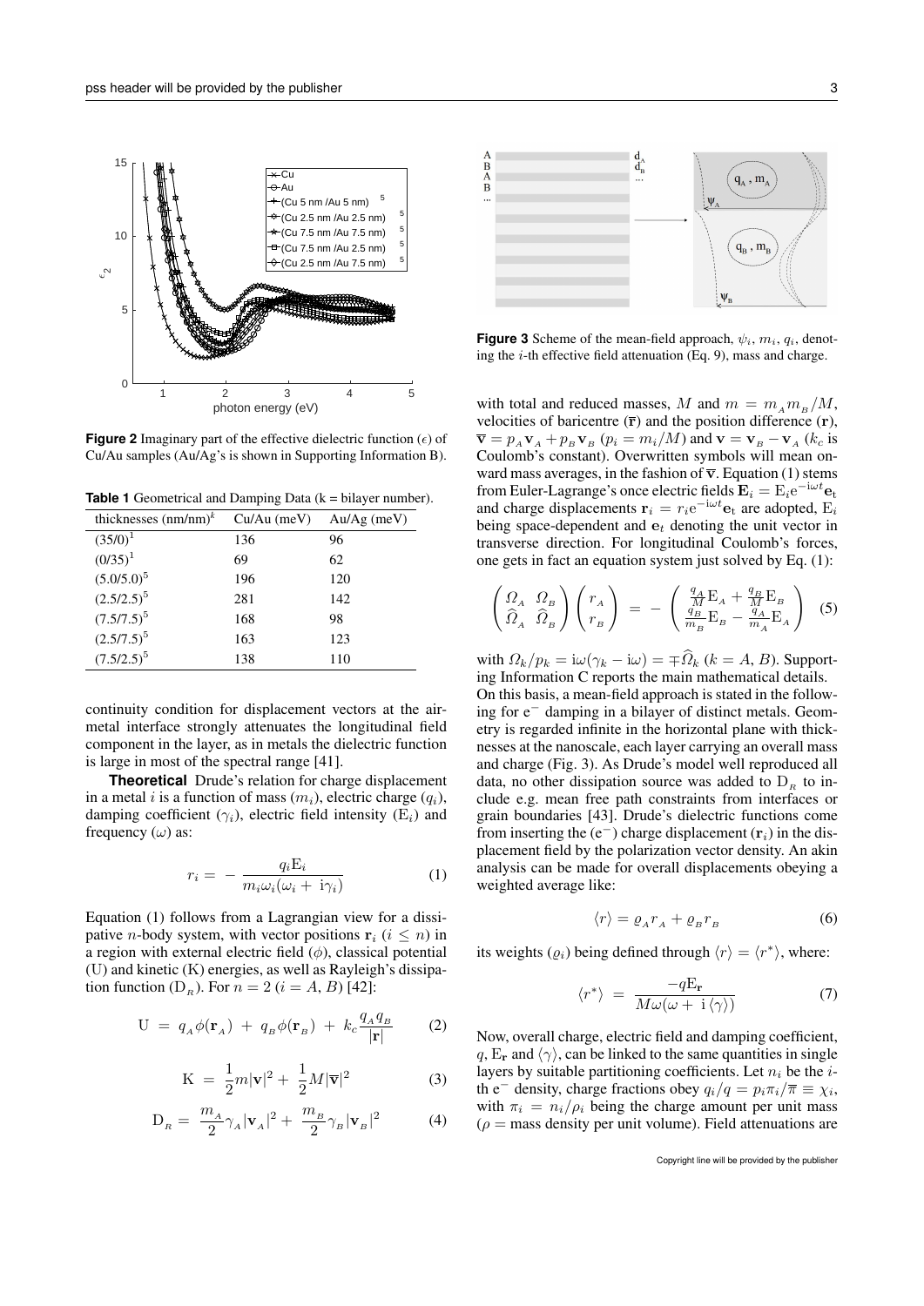**Figure 2** Imaginary part of the effective dielectric function ($\epsilon$) of Cu/Au samples (Au/Ag's is shown in Supporting Information B).

**Table 1** Geometrical and Damping Data (k = bilayer number).

| thicknesses $(\mathrm{nm/nm})^k$ | Cu/Au (meV) | Au/Ag (meV) |
|---|---|---|
| $(35/0)^1$ | 136 | 96 |
| $(0/35)^1$ | 69 | 62 |
| $(5.0/5.0)^5$ | 196 | 120 |
| $(2.5/2.5)^5$ | 281 | 142 |
| $(7.5/7.5)^5$ | 168 | 98 |
| $(2.5/7.5)^5$ | 163 | 123 |
| $(7.5/2.5)^5$ | 138 | 110 |

continuity condition for displacement vectors at the air-metal interface strongly attenuates the longitudinal field component in the layer, as in metals the dielectric function is large in most of the spectral range [41].

**Theoretical** Drude's relation for charge displacement in a metal $i$ is a function of mass ($m_i$), electric charge ($q_i$), damping coefficient ($\gamma_i$), electric field intensity ($\mathrm{E}_i$) and frequency ($\omega$) as:

$$r_i = -\frac{q_i \mathrm{E}_i}{m_i \omega_i(\omega_i + \mathrm{i}\gamma_i)} \tag{1}$$

Equation (1) follows from a Lagrangian view for a dissipative $n$-body system, with vector positions $\mathbf{r}_i$ ($i \leq n$) in a region with external electric field ($\phi$), classical potential (U) and kinetic (K) energies, as well as Rayleigh's dissipation function ($\mathrm{D}_R$). For $n = 2$ ($i = A, B$) [42]:

$$\mathrm{U} = q_A \phi(\mathbf{r}_A) + q_B \phi(\mathbf{r}_B) + k_c \frac{q_A q_B}{|\mathbf{r}|} \tag{2}$$

$$\mathrm{K} = \frac{1}{2} m |\mathbf{v}|^2 + \frac{1}{2} M |\overline{\mathbf{v}}|^2 \tag{3}$$

$$\mathrm{D}_R = \frac{m_A}{2}\gamma_A |\mathbf{v}_A|^2 + \frac{m_B}{2}\gamma_B |\mathbf{v}_B|^2 \tag{4}$$

**Figure 3** Scheme of the mean-field approach, $\psi_i$, $m_i$, $q_i$, denoting the $i$-th effective field attenuation (Eq. 9), mass and charge.

with total and reduced masses, $M$ and $m = m_A m_B / M$, velocities of baricentre ($\overline{\mathbf{r}}$) and the position difference ($\mathbf{r}$), $\overline{\mathbf{v}} = p_A \mathbf{v}_A + p_B \mathbf{v}_B$ ($p_i = m_i/M$) and $\mathbf{v} = \mathbf{v}_B - \mathbf{v}_A$ ($k_c$ is Coulomb's constant). Overwritten symbols will mean onward mass averages, in the fashion of $\overline{\mathbf{v}}$. Equation (1) stems from Euler-Lagrange's once electric fields $\mathbf{E}_i = \mathrm{E}_i \mathrm{e}^{-\mathrm{i}\omega t}\mathbf{e}_t$ and charge displacements $\mathbf{r}_i = r_i \mathrm{e}^{-\mathrm{i}\omega t}\mathbf{e}_t$ are adopted, $\mathrm{E}_i$ being space-dependent and $\mathbf{e}_t$ denoting the unit vector in transverse direction. For longitudinal Coulomb's forces, one gets in fact an equation system just solved by Eq. (1):

$$\begin{pmatrix} \Omega_A & \Omega_B \\ \widehat{\Omega}_A & \widehat{\Omega}_B \end{pmatrix} \begin{pmatrix} r_A \\ r_B \end{pmatrix} = - \begin{pmatrix} \frac{q_A}{M}\mathrm{E}_A + \frac{q_B}{M}\mathrm{E}_B \\ \frac{q_B}{m_B}\mathrm{E}_B - \frac{q_A}{m_A}\mathrm{E}_A \end{pmatrix} \tag{5}$$

with $\Omega_k / p_k = \mathrm{i}\omega(\gamma_k - \mathrm{i}\omega) = \mp \widehat{\Omega}_k$ ($k = A, B$). Supporting Information C reports the main mathematical details. On this basis, a mean-field approach is stated in the following for $\mathrm{e}^-$ damping in a bilayer of distinct metals. Geometry is regarded infinite in the horizontal plane with thicknesses at the nanoscale, each layer carrying an overall mass and charge (Fig. 3). As Drude's model well reproduced all data, no other dissipation source was added to $\mathrm{D}_R$ to include e.g. mean free path constraints from interfaces or grain boundaries [43]. Drude's dielectric functions come from inserting the ($\mathrm{e}^-$) charge displacement ($\mathbf{r}_i$) in the displacement field by the polarization vector density. An akin analysis can be made for overall displacements obeying a weighted average like:

$$\langle r \rangle = \varrho_A r_A + \varrho_B r_B \tag{6}$$

its weights ($\varrho_i$) being defined through $\langle r \rangle = \langle r^* \rangle$, where:

$$\langle r^* \rangle = \frac{-q\mathrm{E}_\mathbf{r}}{M\omega(\omega + \mathrm{i}\langle\gamma\rangle)} \tag{7}$$

Now, overall charge, electric field and damping coefficient, $q$, $\mathrm{E}_\mathbf{r}$ and $\langle\gamma\rangle$, can be linked to the same quantities in single layers by suitable partitioning coefficients. Let $n_i$ be the $i$-th $\mathrm{e}^-$ density, charge fractions obey $q_i/q = p_i \pi_i / \overline{\pi} \equiv \chi_i$, with $\pi_i = n_i/\rho_i$ being the charge amount per unit mass ($\rho$ = mass density per unit volume). Field attenuations are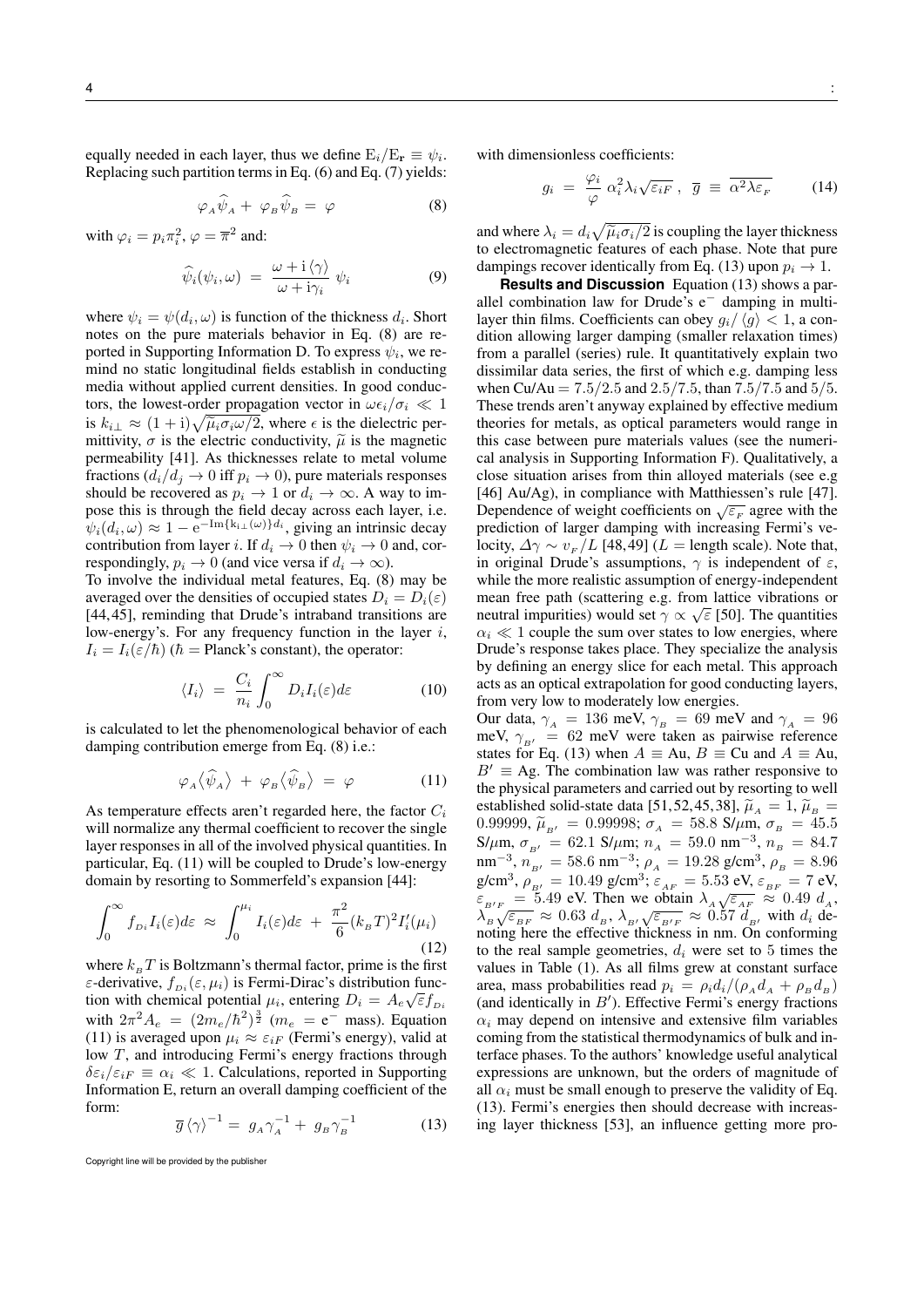equally needed in each layer, thus we define $\mathrm{E}_i/\mathrm{E}_\mathbf{r} \equiv \psi_i$. Replacing such partition terms in Eq. (6) and Eq. (7) yields:

$$\varphi_{_A}\widehat{\psi}_{_A} + \varphi_{_B}\widehat{\psi}_{_B} = \varphi \tag{8}$$

with $\varphi_i = p_i\pi_i^2$, $\varphi = \overline{\pi}^2$ and:

$$\widehat{\psi}_i(\psi_i, \omega) = \frac{\omega + \mathrm{i}\langle\gamma\rangle}{\omega + \mathrm{i}\gamma_i}\,\psi_i \tag{9}$$

where $\psi_i = \psi(d_i, \omega)$ is function of the thickness $d_i$. Short notes on the pure materials behavior in Eq. (8) are reported in Supporting Information D. To express $\psi_i$, we remind no static longitudinal fields establish in conducting media without applied current densities. In good conductors, the lowest-order propagation vector in $\omega\epsilon_i/\sigma_i \ll 1$ is $k_{i\perp} \approx (1+\mathrm{i})\sqrt{\widetilde{\mu}_i\sigma_i\omega/2}$, where $\epsilon$ is the dielectric permittivity, $\sigma$ is the electric conductivity, $\widetilde{\mu}$ is the magnetic permeability [41]. As thicknesses relate to metal volume fractions ($d_i/d_j \to 0$ iff $p_i \to 0$), pure materials responses should be recovered as $p_i \to 1$ or $d_i \to \infty$. A way to impose this is through the field decay across each layer, i.e. $\psi_i(d_i, \omega) \approx 1 - \mathrm{e}^{-\mathrm{Im}\{\mathrm{k}_{i\perp}(\omega)\}d_i}$, giving an intrinsic decay contribution from layer $i$. If $d_i \to 0$ then $\psi_i \to 0$ and, correspondingly, $p_i \to 0$ (and vice versa if $d_i \to \infty$).

To involve the individual metal features, Eq. (8) may be averaged over the densities of occupied states $D_i = D_i(\varepsilon)$ [44,45], reminding that Drude's intraband transitions are low-energy's. For any frequency function in the layer $i$, $I_i = I_i(\varepsilon/\hbar)$ ($\hbar$ = Planck's constant), the operator:

$$\langle I_i\rangle = \frac{C_i}{n_i}\int_0^\infty D_i I_i(\varepsilon)d\varepsilon \tag{10}$$

is calculated to let the phenomenological behavior of each damping contribution emerge from Eq. (8) i.e.:

$$\varphi_{_A}\big\langle\widehat{\psi}_{_A}\big\rangle + \varphi_{_B}\big\langle\widehat{\psi}_{_B}\big\rangle = \varphi \tag{11}$$

As temperature effects aren't regarded here, the factor $C_i$ will normalize any thermal coefficient to recover the single layer responses in all of the involved physical quantities. In particular, Eq. (11) will be coupled to Drude's low-energy domain by resorting to Sommerfeld's expansion [44]:

$$\int_0^\infty f_{_{Di}} I_i(\varepsilon)d\varepsilon \approx \int_0^{\mu_i} I_i(\varepsilon)d\varepsilon + \frac{\pi^2}{6}(k_{_B}T)^2 I_i'(\mu_i) \tag{12}$$

where $k_{_B}T$ is Boltzmann's thermal factor, prime is the first $\varepsilon$-derivative, $f_{_{Di}}(\varepsilon, \mu_i)$ is Fermi-Dirac's distribution function with chemical potential $\mu_i$, entering $D_i = A_e\sqrt{\varepsilon}f_{_{Di}}$ with $2\pi^2 A_e = (2m_e/\hbar^2)^{\frac{3}{2}}$ ($m_e$ = e$^-$ mass). Equation (11) is averaged upon $\mu_i \approx \varepsilon_{iF}$ (Fermi's energy), valid at low $T$, and introducing Fermi's energy fractions through $\delta\varepsilon_i/\varepsilon_{iF} \equiv \alpha_i \ll 1$. Calculations, reported in Supporting Information E, return an overall damping coefficient of the form:

$$\overline{g}\,\langle\gamma\rangle^{-1} = g_{_A}\gamma_{_A}^{-1} + g_{_B}\gamma_{_B}^{-1} \tag{13}$$

with dimensionless coefficients:

$$g_i = \frac{\varphi_i}{\varphi}\,\alpha_i^2\lambda_i\sqrt{\varepsilon_{iF}}\;,\;\; \overline{g} \equiv \overline{\alpha^2\lambda\varepsilon_{_F}} \tag{14}$$

and where $\lambda_i = d_i\sqrt{\widetilde{\mu}_i\sigma_i/2}$ is coupling the layer thickness to electromagnetic features of each phase. Note that pure dampings recover identically from Eq. (13) upon $p_i \to 1$.

**Results and Discussion** Equation (13) shows a parallel combination law for Drude's e$^-$ damping in multilayer thin films. Coefficients can obey $g_i/\langle g\rangle < 1$, a condition allowing larger damping (smaller relaxation times) from a parallel (series) rule. It quantitatively explain two dissimilar data series, the first of which e.g. damping less when Cu/Au $= 7.5/2.5$ and $2.5/7.5$, than $7.5/7.5$ and $5/5$. These trends aren't anyway explained by effective medium theories for metals, as optical parameters would range in this case between pure materials values (see the numerical analysis in Supporting Information F). Qualitatively, a close situation arises from thin alloyed materials (see e.g [46] Au/Ag), in compliance with Matthiessen's rule [47]. Dependence of weight coefficients on $\sqrt{\varepsilon_{_F}}$ agree with the prediction of larger damping with increasing Fermi's velocity, $\Delta\gamma \sim v_{_F}/L$ [48,49] ($L$ = length scale). Note that, in original Drude's assumptions, $\gamma$ is independent of $\varepsilon$, while the more realistic assumption of energy-independent mean free path (scattering e.g. from lattice vibrations or neutral impurities) would set $\gamma \propto \sqrt{\varepsilon}$ [50]. The quantities $\alpha_i \ll 1$ couple the sum over states to low energies, where Drude's response takes place. They specialize the analysis by defining an energy slice for each metal. This approach acts as an optical extrapolation for good conducting layers, from very low to moderately low energies.

Our data, $\gamma_{_A} = 136$ meV, $\gamma_{_B} = 69$ meV and $\gamma_{_A} = 96$ meV, $\gamma_{_{B'}} = 62$ meV were taken as pairwise reference states for Eq. (13) when $A \equiv$ Au, $B \equiv$ Cu and $A \equiv$ Au, $B' \equiv$ Ag. The combination law was rather responsive to the physical parameters and carried out by resorting to well established solid-state data [51,52,45,38], $\widetilde{\mu}_{_A} = 1$, $\widetilde{\mu}_{_B} = 0.99999$, $\widetilde{\mu}_{_{B'}} = 0.99998$; $\sigma_{_A} = 58.8$ S/$\mu$m, $\sigma_{_B} = 45.5$ S/$\mu$m, $\sigma_{_{B'}} = 62.1$ S/$\mu$m; $n_{_A} = 59.0$ nm$^{-3}$, $n_{_B} = 84.7$ nm$^{-3}$, $n_{_{B'}} = 58.6$ nm$^{-3}$; $\rho_{_A} = 19.28$ g/cm$^3$, $\rho_{_B} = 8.96$ g/cm$^3$, $\rho_{_{B'}} = 10.49$ g/cm$^3$; $\varepsilon_{_{AF}} = 5.53$ eV, $\varepsilon_{_{BF}} = 7$ eV, $\varepsilon_{_{B'F}} = 5.49$ eV. Then we obtain $\lambda_{_A}\sqrt{\varepsilon_{_{AF}}} \approx 0.49\,d_{_A}$, $\lambda_{_B}\sqrt{\varepsilon_{_{BF}}} \approx 0.63\,d_{_B}$, $\lambda_{_{B'}}\sqrt{\varepsilon_{_{B'F}}} \approx 0.57\,d_{_{B'}}$ with $d_i$ denoting here the effective thickness in nm. On conforming to the real sample geometries, $d_i$ were set to 5 times the values in Table (1). As all films grew at constant surface area, mass probabilities read $p_i = \rho_i d_i/(\rho_{_A}d_{_A} + \rho_{_B}d_{_B})$ (and identically in $B'$). Effective Fermi's energy fractions $\alpha_i$ may depend on intensive and extensive film variables coming from the statistical thermodynamics of bulk and interface phases. To the authors' knowledge useful analytical expressions are unknown, but the orders of magnitude of all $\alpha_i$ must be small enough to preserve the validity of Eq. (13). Fermi's energies then should decrease with increasing layer thickness [53], an influence getting more pro-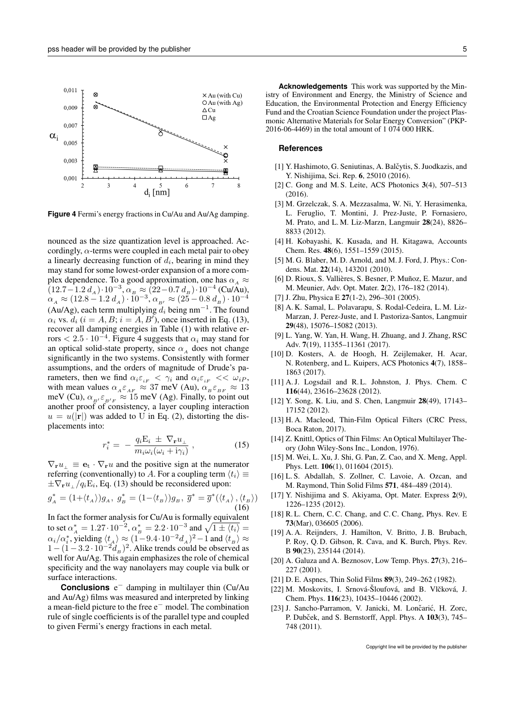**Figure 4** Fermi's energy fractions in Cu/Au and Au/Ag damping.

nounced as the size quantization level is approached. Accordingly, $\alpha$-terms were coupled in each metal pair to obey a linearly decreasing function of $d_i$, bearing in mind they may stand for some lowest-order expansion of a more complex dependence. To a good approximation, one has $\alpha_{_A} \approx (12.7-1.2\,d_{_A})\cdot 10^{-3}$, $\alpha_{_B} \approx (22-0.7\,d_{_B})\cdot 10^{-4}$ (Cu/Au), $\alpha_{_A} \approx (12.8-1.2\,d_{_A})\cdot 10^{-3}$, $\alpha_{_{B'}} \approx (25-0.8\,d_{_B})\cdot 10^{-4}$ (Au/Ag), each term multiplying $d_i$ being nm$^{-1}$. The found $\alpha_i$ vs. $d_i$ ($i = A, B$; $i = A, B'$), once inserted in Eq. (13), recover all damping energies in Table (1) with relative errors $< 2.5 \cdot 10^{-4}$. Figure 4 suggests that $\alpha_i$ may stand for an optical solid-state property, since $\alpha_{_A}$ does not change significantly in the two systems. Consistently with former assumptions, and the orders of magnitude of Drude's parameters, then we find $\alpha_i\varepsilon_{_{iF}} < \gamma_i$ and $\alpha_i\varepsilon_{_{iF}} << \omega_{iP}$, with mean values $\alpha_{_A}\varepsilon_{_{AF}} \approx 37$ meV (Au), $\alpha_{_B}\varepsilon_{_{BF}} \approx 13$ meV (Cu), $\alpha_{_{B'}}\varepsilon_{_{B'F}} \approx 15$ meV (Ag). Finally, to point out another proof of consistency, a layer coupling interaction $u = u(|\mathbf{r}|)$ was added to U in Eq. (2), distorting the displacements into:

$$r_i^* = -\,\frac{q_i \mathrm{E}_i \,\pm\, \nabla_{\mathbf{r}} u_{\perp}}{m_i\omega_i(\omega_i + \mathrm{i}\gamma_i)}\;, \qquad (15)$$

$\nabla_{\mathbf{r}} u_{\perp} \equiv \mathbf{e}_{\mathrm{t}} \cdot \nabla_{\mathbf{r}} u$ and the positive sign at the numerator referring (conventionally) to $A$. For a coupling term $\langle t_i \rangle \equiv \pm\nabla_{\mathbf{r}} u_{\perp}/q_i \mathrm{E}_i$, Eq. (13) should be reconsidered upon:

$$g_{_A}^* = (1+\langle t_{_A}\rangle)g_{_A},\;\; g_{_B}^* = (1-\langle t_{_B}\rangle)g_{_B},\; \overline{g}^* = \overline{g}^*(\langle t_{_A}\rangle, \langle t_{_B}\rangle) \qquad (16)$$

In fact the former analysis for Cu/Au is formally equivalent to set $\alpha_{_A}^* = 1.27\cdot 10^{-2}$, $\alpha_{_B}^* = 2.2\cdot 10^{-3}$ and $\sqrt{1 \pm \langle t_i \rangle} = \alpha_i/\alpha_i^*$, yielding $\langle t_{_A}\rangle \approx (1-9.4\cdot 10^{-2} d_{_A})^2 - 1$ and $\langle t_{_B}\rangle \approx 1-(1-3.2\cdot 10^{-2} d_{_B})^2$. Alike trends could be observed as well for Au/Ag. This again emphasizes the role of chemical specificity and the way nanolayers may couple via bulk or surface interactions.

**Conclusions** $\mathrm{e}^-$ damping in multilayer thin (Cu/Au and Au/Ag) films was measured and interpreted by linking a mean-field picture to the free $\mathrm{e}^-$ model. The combination rule of single coefficients is of the parallel type and coupled to given Fermi's energy fractions in each metal.

**Acknowledgements** This work was supported by the Ministry of Environment and Energy, the Ministry of Science and Education, the Environmental Protection and Energy Efficiency Fund and the Croatian Science Foundation under the project Plasmonic Alternative Materials for Solar Energy Conversion" (PKP-2016-06-4469) in the total amount of 1 074 000 HRK.

## References

[1] Y. Hashimoto, G. Seniutinas, A. Balčytis, S. Juodkazis, and Y. Nishijima, Sci. Rep. **6**, 25010 (2016).

[2] C. Gong and M. S. Leite, ACS Photonics **3**(4), 507–513 (2016).

[3] M. Grzelczak, S. A. Mezzasalma, W. Ni, Y. Herasimenka, L. Feruglio, T. Montini, J. Prez-Juste, P. Fornasiero, M. Prato, and L. M. Liz-Marzn, Langmuir **28**(24), 8826–8833 (2012).

[4] H. Kobayashi, K. Kusada, and H. Kitagawa, Accounts Chem. Res. **48**(6), 1551–1559 (2015).

[5] M. G. Blaber, M. D. Arnold, and M. J. Ford, J. Phys.: Condens. Mat. **22**(14), 143201 (2010).

[6] D. Rioux, S. Vallières, S. Besner, P. Muñoz, E. Mazur, and M. Meunier, Adv. Opt. Mater. **2**(2), 176–182 (2014).

[7] J. Zhu, Physica E **27**(1-2), 296–301 (2005).

[8] A. K. Samal, L. Polavarapu, S. Rodal-Cedeira, L. M. Liz-Marzan, J. Perez-Juste, and I. Pastoriza-Santos, Langmuir **29**(48), 15076–15082 (2013).

[9] L. Yang, W. Yan, H. Wang, H. Zhuang, and J. Zhang, RSC Adv. **7**(19), 11355–11361 (2017).

[10] D. Kosters, A. de Hoogh, H. Zeijlemaker, H. Acar, N. Rotenberg, and L. Kuipers, ACS Photonics **4**(7), 1858–1863 (2017).

[11] A. J. Logsdail and R. L. Johnston, J. Phys. Chem. C **116**(44), 23616–23628 (2012).

[12] Y. Song, K. Liu, and S. Chen, Langmuir **28**(49), 17143–17152 (2012).

[13] H. A. Macleod, Thin-Film Optical Filters (CRC Press, Boca Raton, 2017).

[14] Z. Knittl, Optics of Thin Films: An Optical Multilayer Theory (John Wiley-Sons Inc., London, 1976).

[15] M. Wei, L. Xu, J. Shi, G. Pan, Z. Cao, and X. Meng, Appl. Phys. Lett. **106**(1), 011604 (2015).

[16] L. S. Abdallah, S. Zollner, C. Lavoie, A. Ozcan, and M. Raymond, Thin Solid Films **571**, 484–489 (2014).

[17] Y. Nishijima and S. Akiyama, Opt. Mater. Express **2**(9), 1226–1235 (2012).

[18] R. L. Chern, C. C. Chang, and C. C. Chang, Phys. Rev. E **73**(Mar), 036605 (2006).

[19] A. A. Reijnders, J. Hamilton, V. Britto, J. B. Brubach, P. Roy, Q. D. Gibson, R. Cava, and K. Burch, Phys. Rev. B **90**(23), 235144 (2014).

[20] A. Galuza and A. Beznosov, Low Temp. Phys. **27**(3), 216–227 (2001).

[21] D. E. Aspnes, Thin Solid Films **89**(3), 249–262 (1982).

[22] M. Moskovits, I. Srnová-Šloufová, and B. Vlčková, J. Chem. Phys. **116**(23), 10435–10446 (2002).

[23] J. Sancho-Parramon, V. Janicki, M. Lončarić, H. Zorc, P. Dubček, and S. Bernstorff, Appl. Phys. A **103**(3), 745–748 (2011).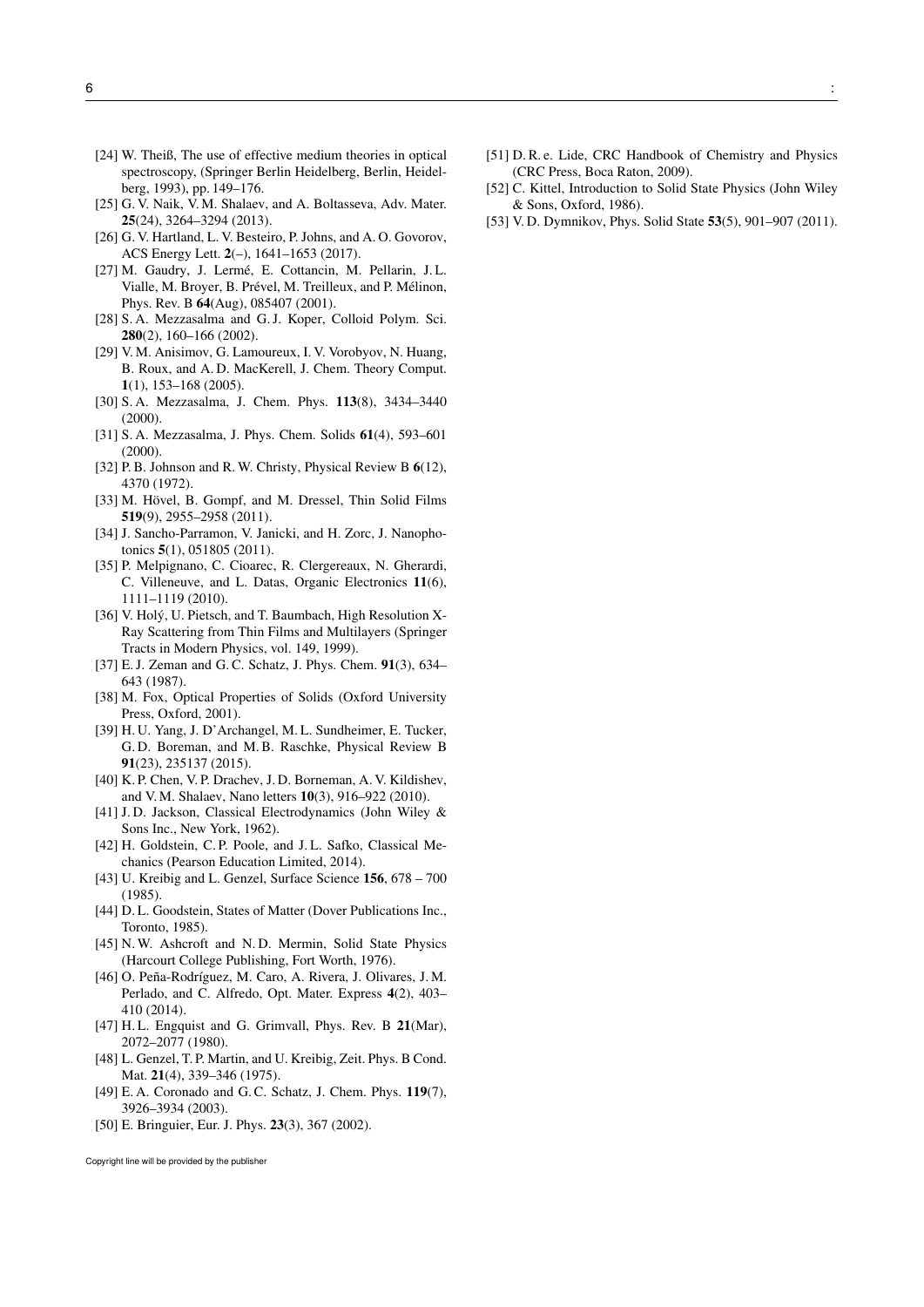[24] W. Theiß, The use of effective medium theories in optical spectroscopy, (Springer Berlin Heidelberg, Berlin, Heidelberg, 1993), pp. 149–176.

[25] G. V. Naik, V. M. Shalaev, and A. Boltasseva, Adv. Mater. **25**(24), 3264–3294 (2013).

[26] G. V. Hartland, L. V. Besteiro, P. Johns, and A. O. Govorov, ACS Energy Lett. **2**(–), 1641–1653 (2017).

[27] M. Gaudry, J. Lermé, E. Cottancin, M. Pellarin, J. L. Vialle, M. Broyer, B. Prével, M. Treilleux, and P. Mélinon, Phys. Rev. B **64**(Aug), 085407 (2001).

[28] S. A. Mezzasalma and G. J. Koper, Colloid Polym. Sci. **280**(2), 160–166 (2002).

[29] V. M. Anisimov, G. Lamoureux, I. V. Vorobyov, N. Huang, B. Roux, and A. D. MacKerell, J. Chem. Theory Comput. **1**(1), 153–168 (2005).

[30] S. A. Mezzasalma, J. Chem. Phys. **113**(8), 3434–3440 (2000).

[31] S. A. Mezzasalma, J. Phys. Chem. Solids **61**(4), 593–601 (2000).

[32] P. B. Johnson and R. W. Christy, Physical Review B **6**(12), 4370 (1972).

[33] M. Hövel, B. Gompf, and M. Dressel, Thin Solid Films **519**(9), 2955–2958 (2011).

[34] J. Sancho-Parramon, V. Janicki, and H. Zorc, J. Nanophotonics **5**(1), 051805 (2011).

[35] P. Melpignano, C. Cioarec, R. Clergereaux, N. Gherardi, C. Villeneuve, and L. Datas, Organic Electronics **11**(6), 1111–1119 (2010).

[36] V. Holý, U. Pietsch, and T. Baumbach, High Resolution X-Ray Scattering from Thin Films and Multilayers (Springer Tracts in Modern Physics, vol. 149, 1999).

[37] E. J. Zeman and G. C. Schatz, J. Phys. Chem. **91**(3), 634–643 (1987).

[38] M. Fox, Optical Properties of Solids (Oxford University Press, Oxford, 2001).

[39] H. U. Yang, J. D'Archangel, M. L. Sundheimer, E. Tucker, G. D. Boreman, and M. B. Raschke, Physical Review B **91**(23), 235137 (2015).

[40] K. P. Chen, V. P. Drachev, J. D. Borneman, A. V. Kildishev, and V. M. Shalaev, Nano letters **10**(3), 916–922 (2010).

[41] J. D. Jackson, Classical Electrodynamics (John Wiley & Sons Inc., New York, 1962).

[42] H. Goldstein, C. P. Poole, and J. L. Safko, Classical Mechanics (Pearson Education Limited, 2014).

[43] U. Kreibig and L. Genzel, Surface Science **156**, 678 – 700 (1985).

[44] D. L. Goodstein, States of Matter (Dover Publications Inc., Toronto, 1985).

[45] N. W. Ashcroft and N. D. Mermin, Solid State Physics (Harcourt College Publishing, Fort Worth, 1976).

[46] O. Peña-Rodríguez, M. Caro, A. Rivera, J. Olivares, J. M. Perlado, and C. Alfredo, Opt. Mater. Express **4**(2), 403–410 (2014).

[47] H. L. Engquist and G. Grimvall, Phys. Rev. B **21**(Mar), 2072–2077 (1980).

[48] L. Genzel, T. P. Martin, and U. Kreibig, Zeit. Phys. B Cond. Mat. **21**(4), 339–346 (1975).

[49] E. A. Coronado and G. C. Schatz, J. Chem. Phys. **119**(7), 3926–3934 (2003).

[50] E. Bringuier, Eur. J. Phys. **23**(3), 367 (2002).

[51] D. R. e. Lide, CRC Handbook of Chemistry and Physics (CRC Press, Boca Raton, 2009).

[52] C. Kittel, Introduction to Solid State Physics (John Wiley & Sons, Oxford, 1986).

[53] V. D. Dymnikov, Phys. Solid State **53**(5), 901–907 (2011).

Copyright line will be provided by the publisher